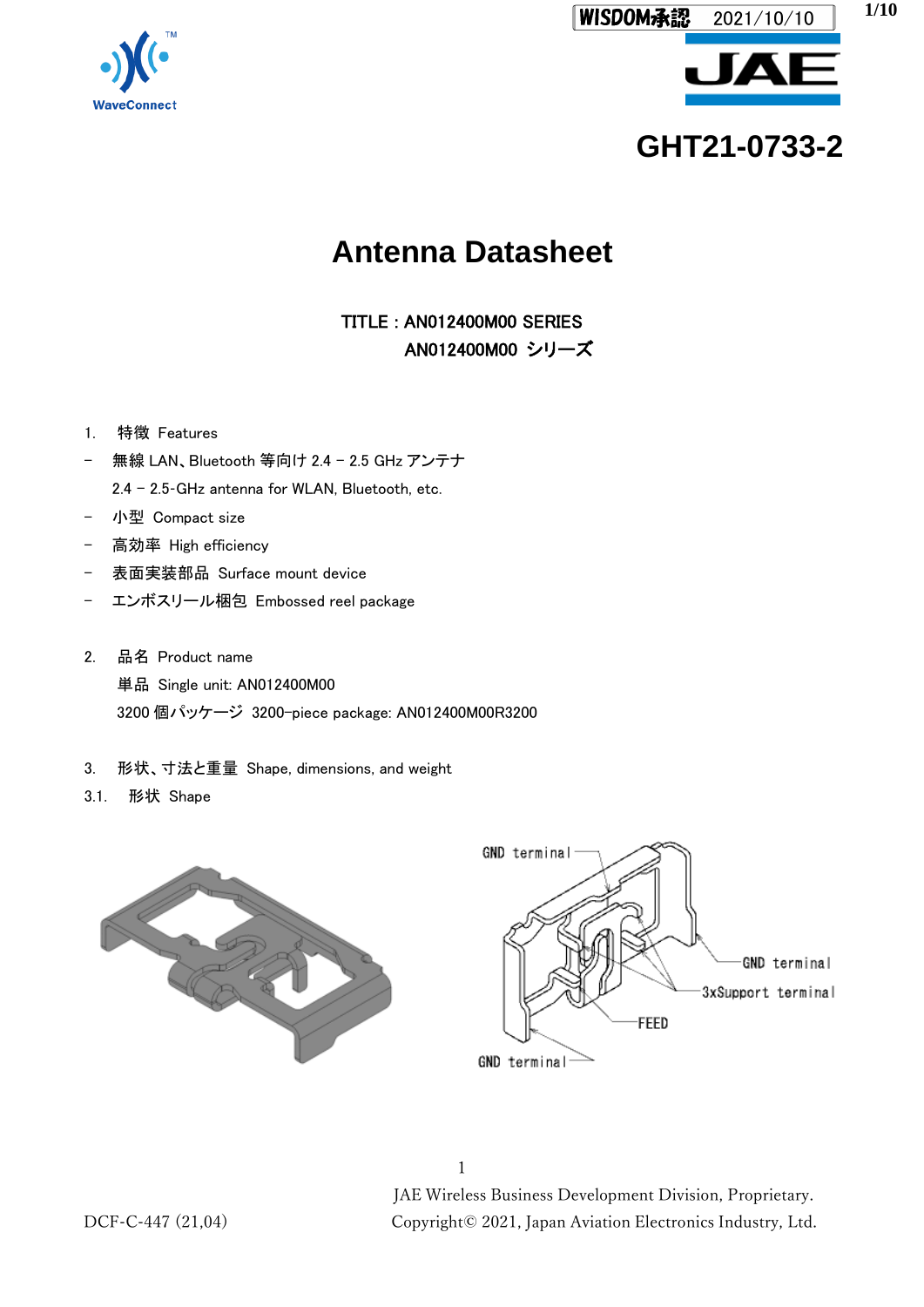GHT21-0733-2

# Antenna Datasheet

TITLE : AN012400M00 SERIES

AN012400M00 シリーズ

1. 特徴 Features

- 無線 LAN、Bluetooth 等向け 2.4 – 2.5 GHz アンテナ
  2.4 – 2.5-GHz antenna for WLAN, Bluetooth, etc.
- 小型 Compact size
- 高効率 High efficiency
- 表面実装部品 Surface mount device
- エンボスリール梱包 Embossed reel package

2. 品名 Product name

単品 Single unit: AN012400M00

3200 個パッケージ 3200-piece package: AN012400M00R3200

3. 形状、寸法と重量 Shape, dimensions, and weight

3.1. 形状 Shape

GND terminal

GND terminal

3xSupport terminal

FEED

GND terminal

JAE Wireless Business Development Division, Proprietary.

DCF-C-447 (21,04) Copyright© 2021, Japan Aviation Electronics Industry, Ltd.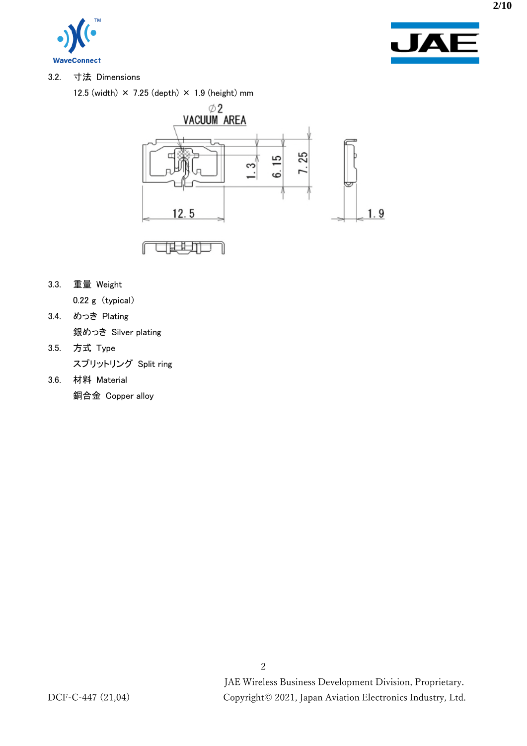3.2. 寸法 Dimensions

12.5 (width) × 7.25 (depth) × 1.9 (height) mm

3.3. 重量 Weight

0.22 g（typical）

3.4. めっき Plating

銀めっき Silver plating

3.5. 方式 Type

スプリットリング Split ring

3.6. 材料 Material

銅合金 Copper alloy

DCF-C-447 (21,04)

JAE Wireless Business Development Division, Proprietary.
Copyright© 2021, Japan Aviation Electronics Industry, Ltd.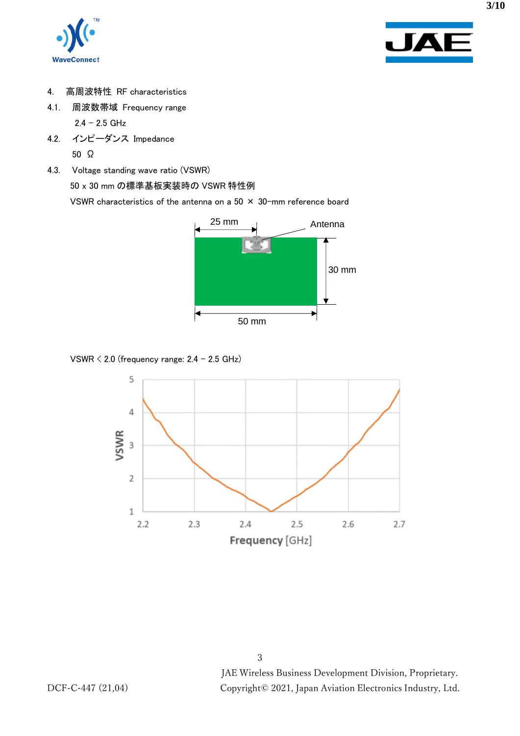4. 高周波特性 RF characteristics

4.1. 周波数帯域 Frequency range

2.4 – 2.5 GHz

4.2. インピーダンス Impedance

50 Ω

4.3. Voltage standing wave ratio (VSWR)

50 x 30 mm の標準基板実装時の VSWR 特性例

VSWR characteristics of the antenna on a 50 × 30-mm reference board

VSWR < 2.0 (frequency range: 2.4 – 2.5 GHz)

JAE Wireless Business Development Division, Proprietary.

Copyright© 2021, Japan Aviation Electronics Industry, Ltd.

DCF-C-447 (21,04)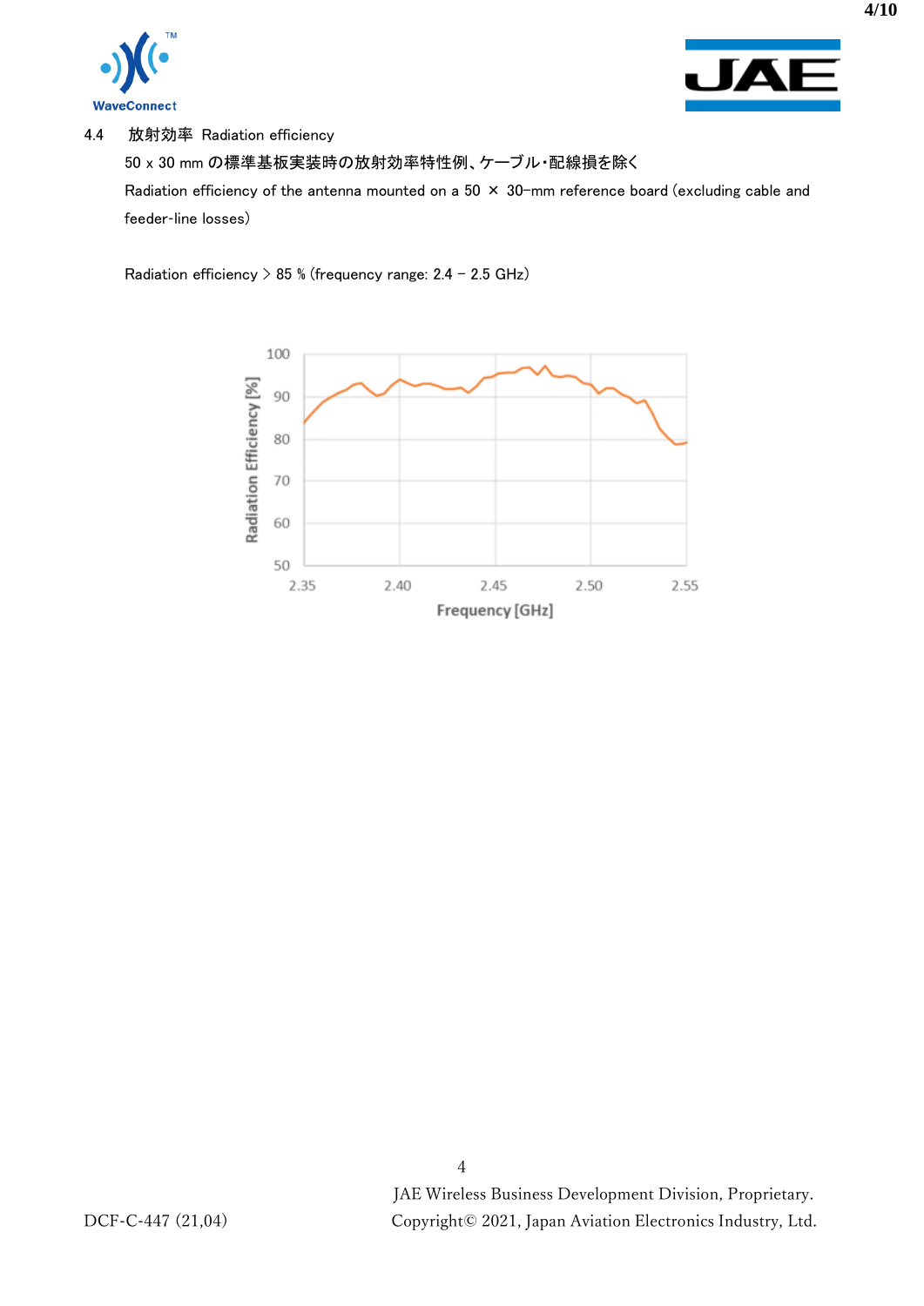### 4.4 放射効率 Radiation efficiency

50 x 30 mm の標準基板実装時の放射効率特性例、ケーブル・配線損を除く

Radiation efficiency of the antenna mounted on a 50 × 30-mm reference board (excluding cable and feeder-line losses)

Radiation efficiency > 85 % (frequency range: 2.4 – 2.5 GHz)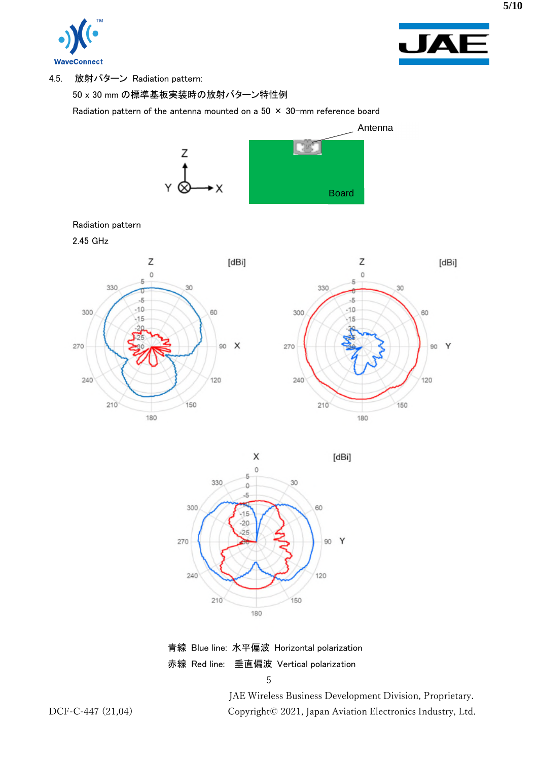4.5. 放射パターン Radiation pattern:

50 x 30 mm の標準基板実装時の放射パターン特性例

Radiation pattern of the antenna mounted on a 50 × 30-mm reference board

Radiation pattern

2.45 GHz

青線 Blue line: 水平偏波 Horizontal polarization

赤線 Red line: 垂直偏波 Vertical polarization

JAE Wireless Business Development Division, Proprietary.

DCF-C-447 (21,04) Copyright© 2021, Japan Aviation Electronics Industry, Ltd.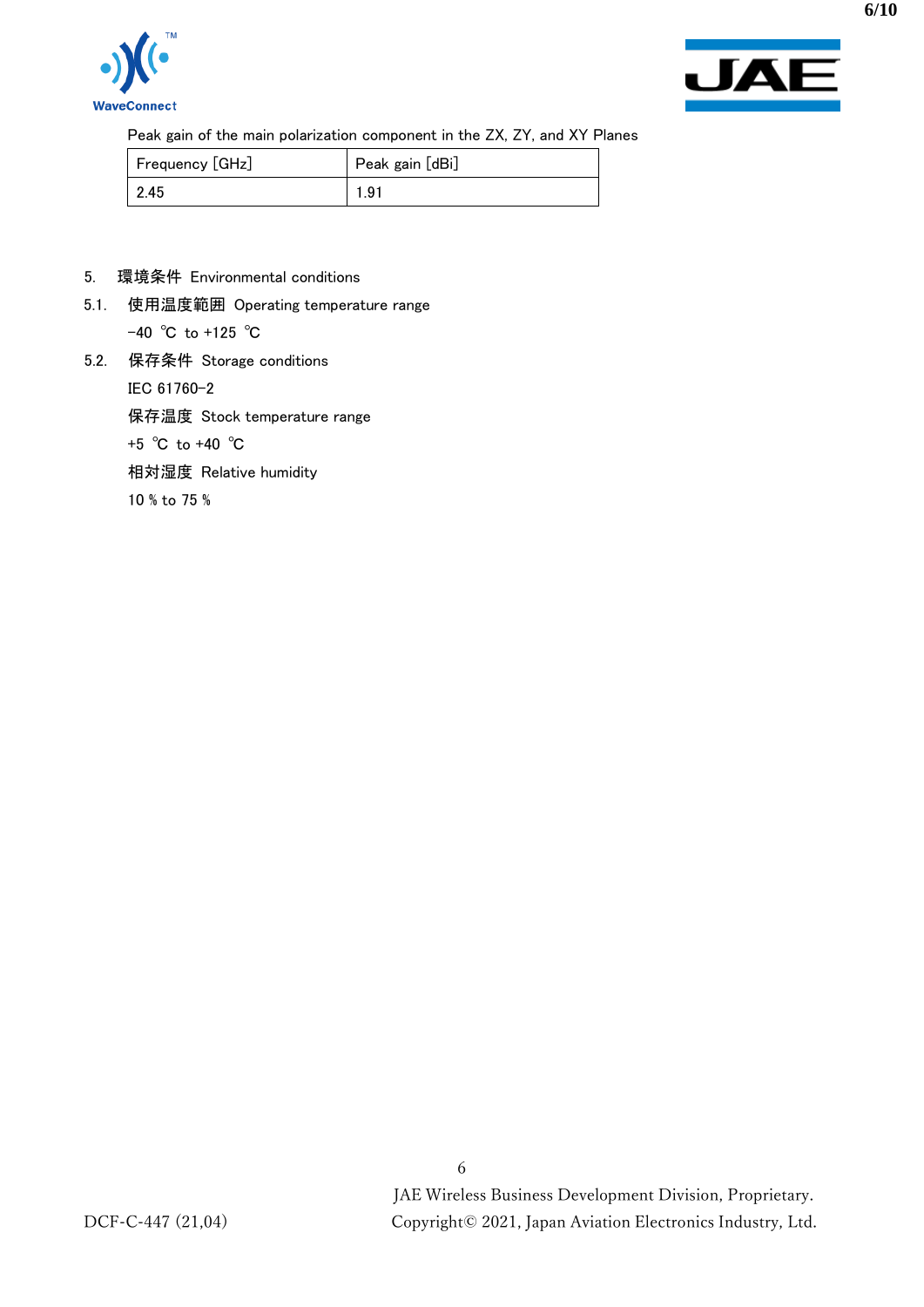Peak gain of the main polarization component in the ZX, ZY, and XY Planes

| Frequency [GHz] | Peak gain [dBi] |
|---|---|
| 2.45 | 1.91 |

## 5. 環境条件 Environmental conditions

### 5.1. 使用温度範囲 Operating temperature range

−40 ℃ to +125 ℃

### 5.2. 保存条件 Storage conditions

IEC 61760−2

保存温度 Stock temperature range

+5 ℃ to +40 ℃

相対湿度 Relative humidity

10 % to 75 %

JAE Wireless Business Development Division, Proprietary.

DCF-C-447 (21,04) Copyright© 2021, Japan Aviation Electronics Industry, Ltd.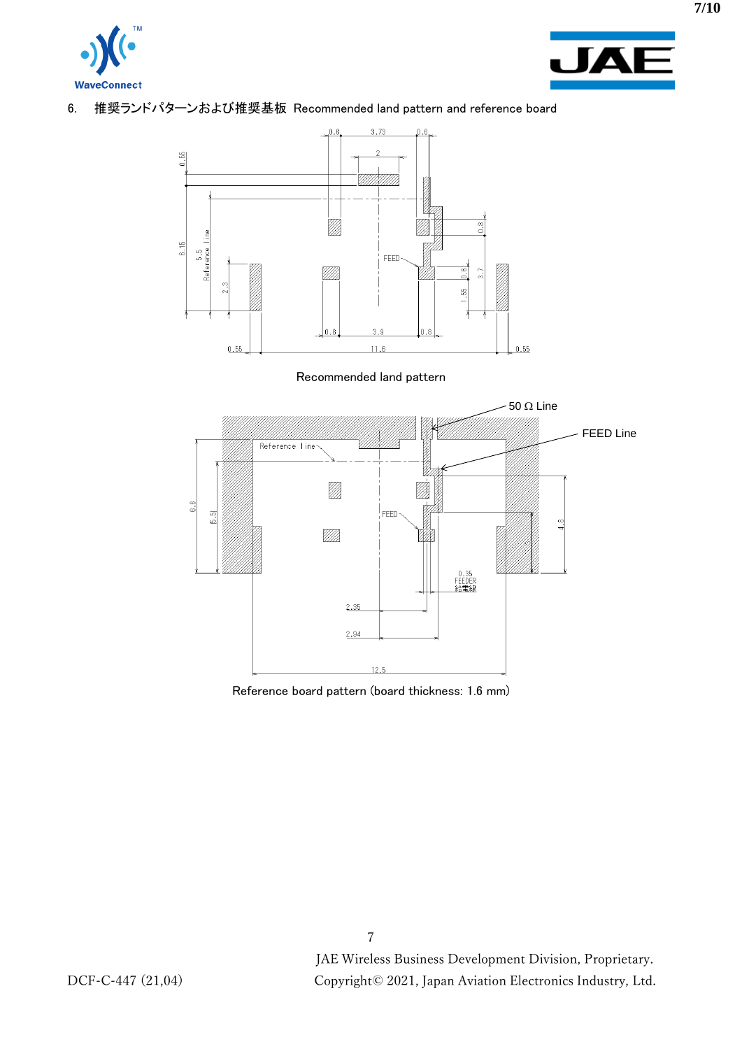## 6. 推奨ランドパターンおよび推奨基板 Recommended land pattern and reference board

Recommended land pattern

Reference board pattern (board thickness: 1.6 mm)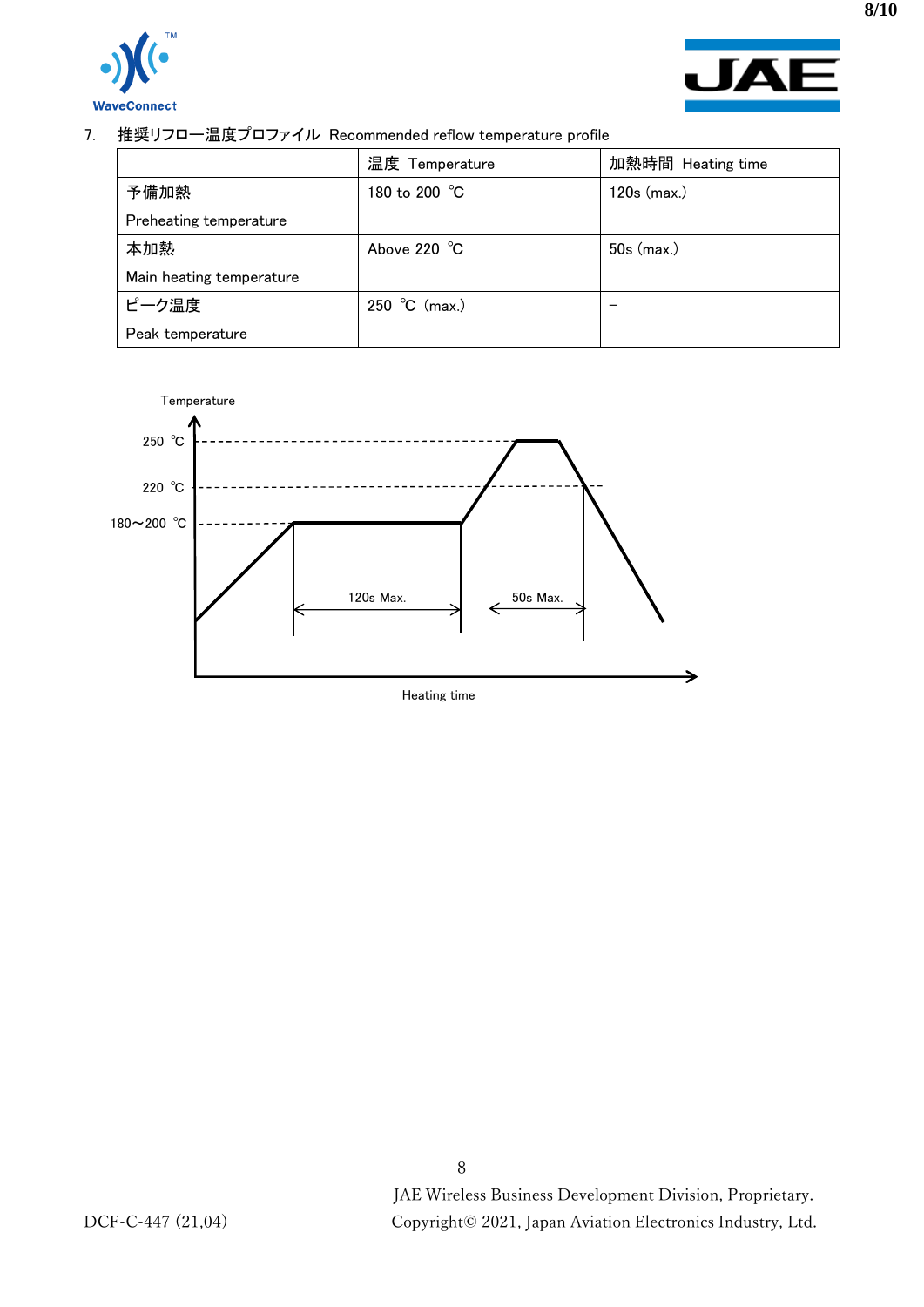## 7. 推奨リフロー温度プロファイル Recommended reflow temperature profile

| | 温度 Temperature | 加熱時間 Heating time |
|---|---|---|
| 予備加熱<br>Preheating temperature | 180 to 200 ℃ | 120s (max.) |
| 本加熱<br>Main heating temperature | Above 220 ℃ | 50s (max.) |
| ピーク温度<br>Peak temperature | 250 ℃ (max.) | – |

Temperature

250 ℃

220 ℃

180～200 ℃

120s Max.

50s Max.

Heating time

JAE Wireless Business Development Division, Proprietary.

DCF-C-447 (21,04)

Copyright© 2021, Japan Aviation Electronics Industry, Ltd.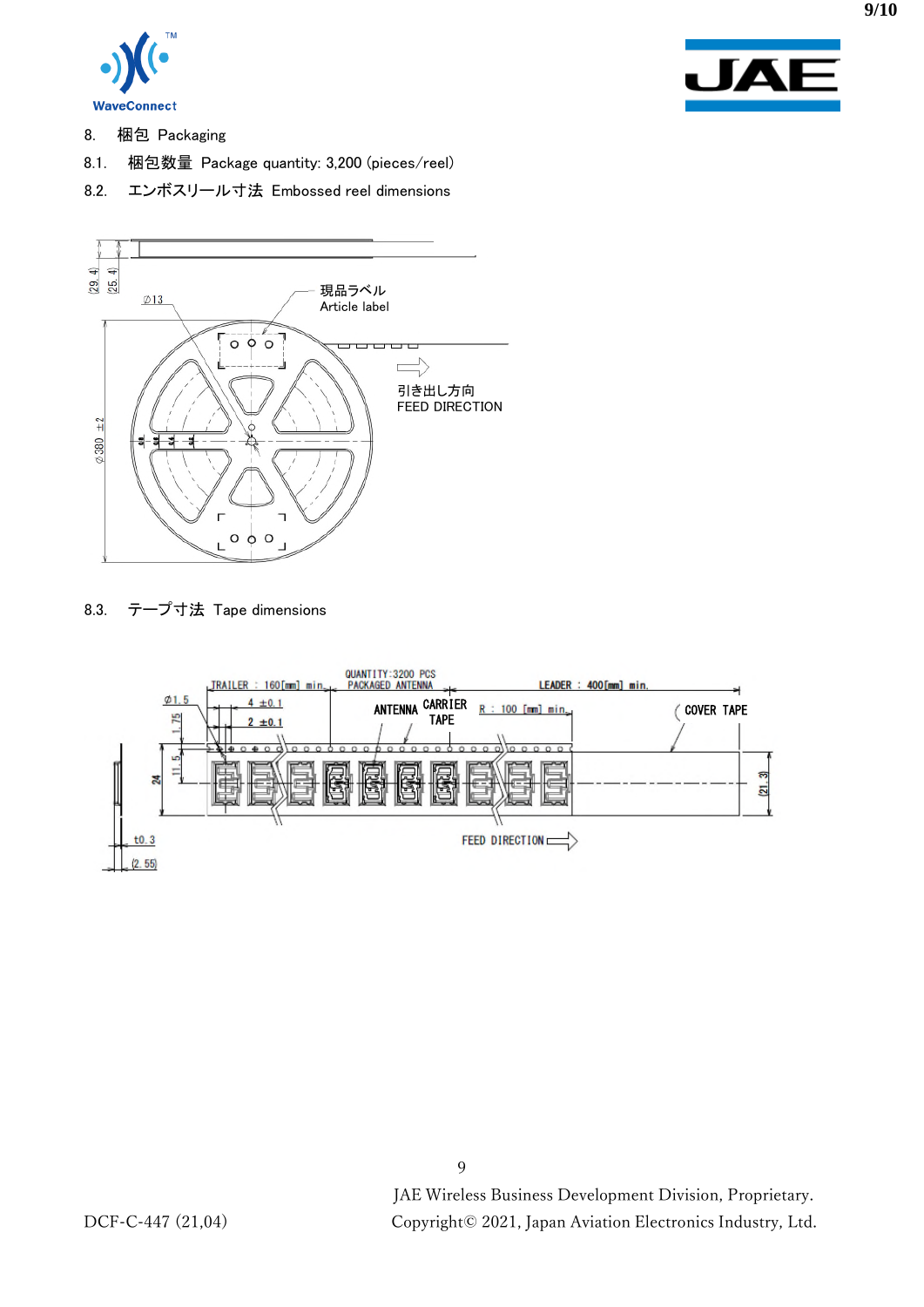## 8. 梱包 Packaging

### 8.1. 梱包数量 Package quantity: 3,200 (pieces/reel)

### 8.2. エンボスリール寸法 Embossed reel dimensions

(29.4)
(25.4)
∅13
現品ラベル
Article label
∅380 ±2
引き出し方向
FEED DIRECTION

### 8.3. テープ寸法 Tape dimensions

TRAILER : 160[mm] min.
QUANTITY:3200 PCS
PACKAGED ANTENNA
LEADER : 400[mm] min.
∅1.5
4 ±0.1
2 ±0.1
1.75
11.5
24
ANTENNA
CARRIER TAPE
R : 100 [mm] min.
COVER TAPE
(21.3)
t0.3
(2.55)
FEED DIRECTION

DCF-C-447 (21,04)

JAE Wireless Business Development Division, Proprietary.
Copyright© 2021, Japan Aviation Electronics Industry, Ltd.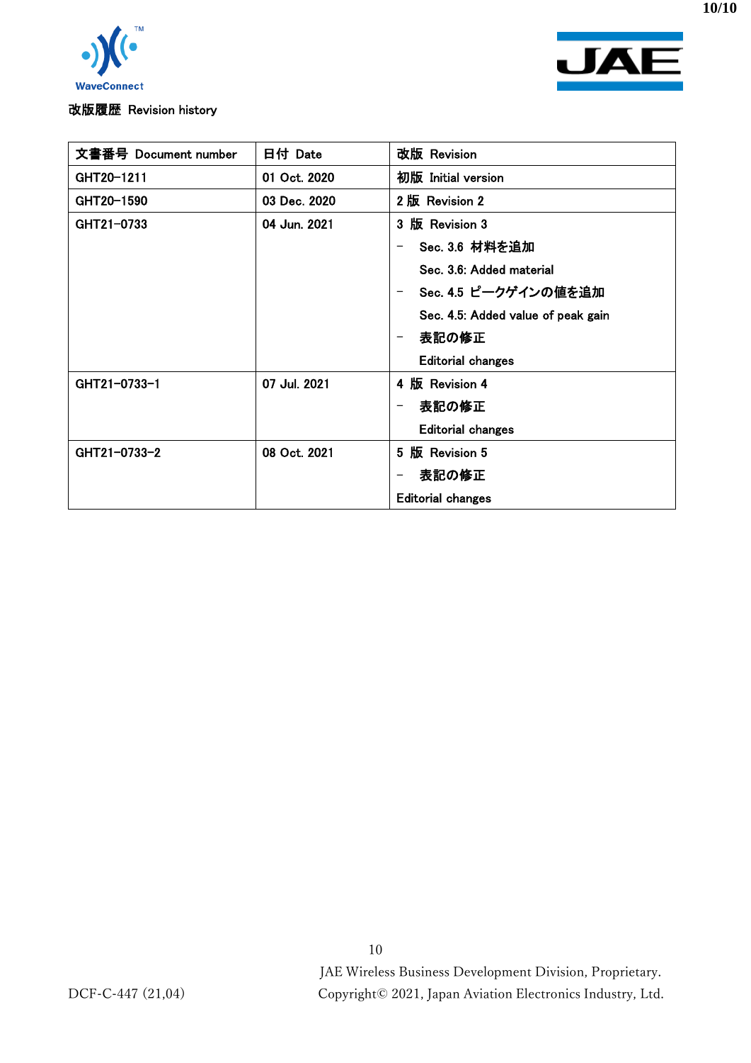改版履歴 Revision history

| 文書番号 Document number | 日付 Date | 改版 Revision |
| --- | --- | --- |
| GHT20-1211 | 01 Oct. 2020 | 初版 Initial version |
| GHT20-1590 | 03 Dec. 2020 | 2 版 Revision 2 |
| GHT21-0733 | 04 Jun. 2021 | 3 版 Revision 3<br>－ Sec. 3.6 材料を追加<br>Sec. 3.6: Added material<br>－ Sec. 4.5 ピークゲインの値を追加<br>Sec. 4.5: Added value of peak gain<br>－ 表記の修正<br>Editorial changes |
| GHT21-0733-1 | 07 Jul. 2021 | 4 版 Revision 4<br>－ 表記の修正<br>Editorial changes |
| GHT21-0733-2 | 08 Oct. 2021 | 5 版 Revision 5<br>－ 表記の修正<br>Editorial changes |

JAE Wireless Business Development Division, Proprietary.

DCF-C-447 (21,04) Copyright© 2021, Japan Aviation Electronics Industry, Ltd.